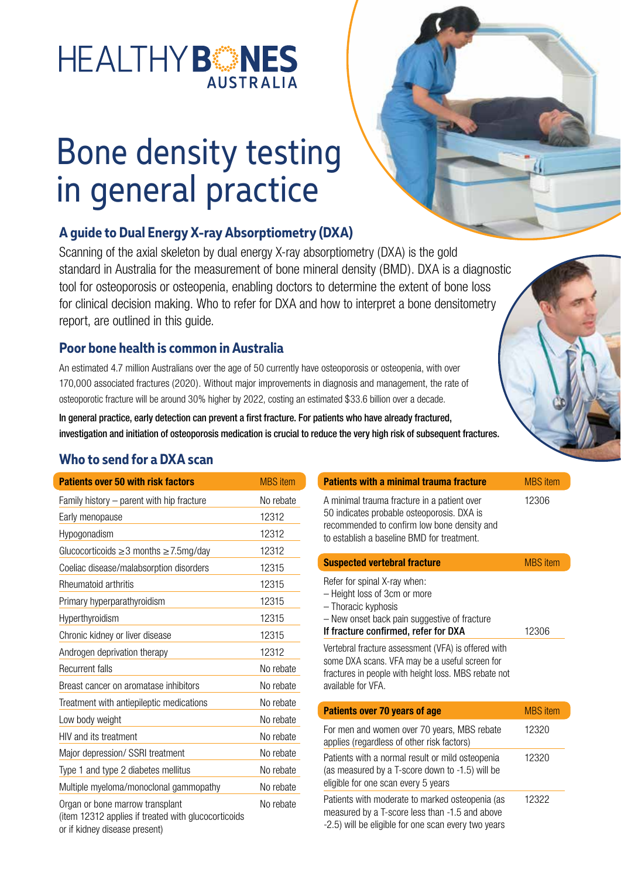# HEALTHY BONES AUSTRALIA

# Bone density testing in general practice

## A guide to Dual Energy X-ray Absorptiometry (DXA)

Scanning of the axial skeleton by dual energy X-ray absorptiometry (DXA) is the gold standard in Australia for the measurement of bone mineral density (BMD). DXA is a diagnostic tool for osteoporosis or osteopenia, enabling doctors to determine the extent of bone loss for clinical decision making. Who to refer for DXA and how to interpret a bone densitometry report, are outlined in this guide.

## Poor bone health is common in Australia

An estimated 4.7 million Australians over the age of 50 currently have osteoporosis or osteopenia, with over 170,000 associated fractures (2020). Without major improvements in diagnosis and management, the rate of osteoporotic fracture will be around 30% higher by 2022, costing an estimated $33.6 billion over a decade.

**In general practice, early detection can prevent a first fracture. For patients who have already fractured, investigation and initiation of osteoporosis medication is crucial to reduce the very high risk of subsequent fractures.**

## Who to send for a DXA scan

| Patients over 50 with risk factors | MBS item |
|---|---|
| Family history – parent with hip fracture | No rebate |
| Early menopause | 12312 |
| Hypogonadism | 12312 |
| Glucocorticoids ≥3 months ≥7.5mg/day | 12312 |
| Coeliac disease/malabsorption disorders | 12315 |
| Rheumatoid arthritis | 12315 |
| Primary hyperparathyroidism | 12315 |
| Hyperthyroidism | 12315 |
| Chronic kidney or liver disease | 12315 |
| Androgen deprivation therapy | 12312 |
| Recurrent falls | No rebate |
| Breast cancer on aromatase inhibitors | No rebate |
| Treatment with antiepileptic medications | No rebate |
| Low body weight | No rebate |
| HIV and its treatment | No rebate |
| Major depression/ SSRI treatment | No rebate |
| Type 1 and type 2 diabetes mellitus | No rebate |
| Multiple myeloma/monoclonal gammopathy | No rebate |
| Organ or bone marrow transplant (item 12312 applies if treated with glucocorticoids or if kidney disease present) | No rebate |

| Patients with a minimal trauma fracture | MBS item |
|---|---|
| A minimal trauma fracture in a patient over 50 indicates probable osteoporosis. DXA is recommended to confirm low bone density and to establish a baseline BMD for treatment. | 12306 |

| Suspected vertebral fracture | MBS item |
|---|---|
| Refer for spinal X-ray when:<br>– Height loss of 3cm or more<br>– Thoracic kyphosis<br>– New onset back pain suggestive of fracture<br>**If fracture confirmed, refer for DXA** | 12306 |
| Vertebral fracture assessment (VFA) is offered with some DXA scans. VFA may be a useful screen for fractures in people with height loss. MBS rebate not available for VFA. | |

| Patients over 70 years of age | MBS item |
|---|---|
| For men and women over 70 years, MBS rebate applies (regardless of other risk factors) | 12320 |
| Patients with a normal result or mild osteopenia (as measured by a T-score down to -1.5) will be eligible for one scan every 5 years | 12320 |
| Patients with moderate to marked osteopenia (as measured by a T-score less than -1.5 and above -2.5) will be eligible for one scan every two years | 12322 |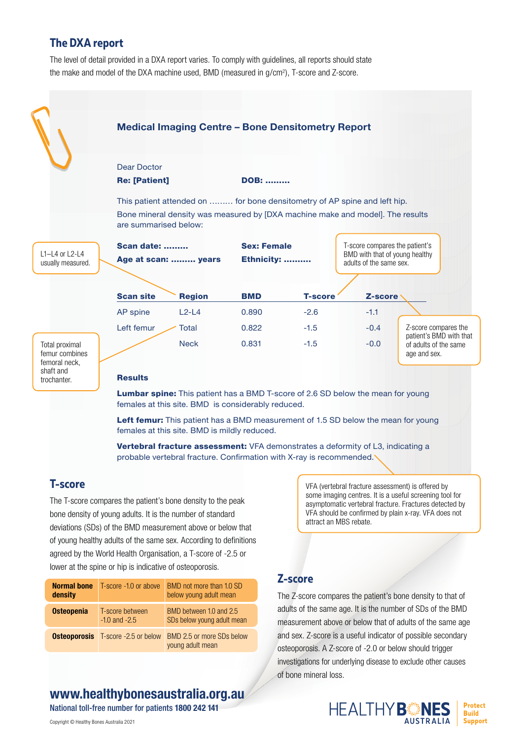## The DXA report

The level of detail provided in a DXA report varies. To comply with guidelines, all reports should state the make and model of the DXA machine used, BMD (measured in g/cm$^2$), T-score and Z-score.

### Medical Imaging Centre – Bone Densitometry Report

Dear Doctor

**Re: [Patient]** **DOB: .........**

This patient attended on ......... for bone densitometry of AP spine and left hip.

Bone mineral density was measured by [DXA machine make and model]. The results are summarised below:

**Scan date: .........** **Sex: Female**

**Age at scan: ......... years** **Ethnicity: ..........**

L1–L4 or L2-L4 usually measured.

T-score compares the patient's BMD with that of young healthy adults of the same sex.

| Scan site | Region | BMD | T-score | Z-score |
|---|---|---|---|---|
| AP spine | L2-L4 | 0.890 | -2.6 | -1.1 |
| Left femur | Total | 0.822 | -1.5 | -0.4 |
| | Neck | 0.831 | -1.5 | -0.0 |

Z-score compares the patient's BMD with that of adults of the same age and sex.

Total proximal femur combines femoral neck, shaft and trochanter.

**Results**

**Lumbar spine:** This patient has a BMD T-score of 2.6 SD below the mean for young females at this site. BMD is considerably reduced.

**Left femur:** This patient has a BMD measurement of 1.5 SD below the mean for young females at this site. BMD is mildly reduced.

**Vertebral fracture assessment:** VFA demonstrates a deformity of L3, indicating a probable vertebral fracture. Confirmation with X-ray is recommended.

VFA (vertebral fracture assessment) is offered by some imaging centres. It is a useful screening tool for asymptomatic vertebral fracture. Fractures detected by VFA should be confirmed by plain x-ray. VFA does not attract an MBS rebate.

## T-score

The T-score compares the patient's bone density to the peak bone density of young adults. It is the number of standard deviations (SDs) of the BMD measurement above or below that of young healthy adults of the same sex. According to definitions agreed by the World Health Organisation, a T-score of -2.5 or lower at the spine or hip is indicative of osteoporosis.

| | | |
|---|---|---|
| **Normal bone density** | T-score -1.0 or above | BMD not more than 1.0 SD below young adult mean |
| **Osteopenia** | T-score between -1.0 and -2.5 | BMD between 1.0 and 2.5 SDs below young adult mean |
| **Osteoporosis** | T-score -2.5 or below | BMD 2.5 or more SDs below young adult mean |

## Z-score

The Z-score compares the patient's bone density to that of adults of the same age. It is the number of SDs of the BMD measurement above or below that of adults of the same age and sex. Z-score is a useful indicator of possible secondary osteoporosis. A Z-score of -2.0 or below should trigger investigations for underlying disease to exclude other causes of bone mineral loss.

**www.healthybonesaustralia.org.au**

National toll-free number for patients **1800 242 141**

Copyright © Healthy Bones Australia 2021

HEALTHY BONES AUSTRALIA — Protect Build Support